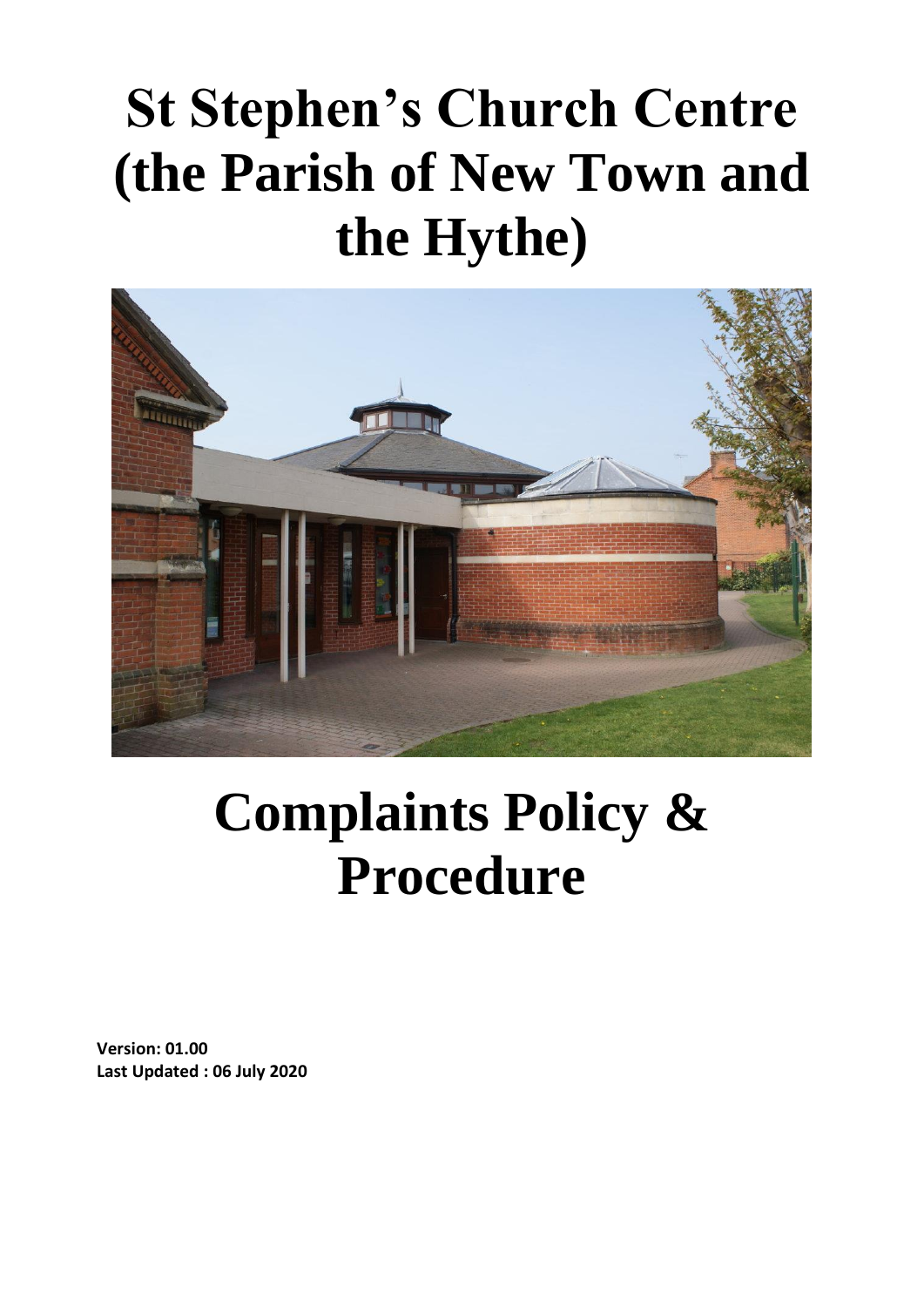# St Stephen's Church Centre (the Parish of New Town and the Hythe)

# Complaints Policy & Procedure

**Version: 01.00**
**Last Updated : 06 July 2020**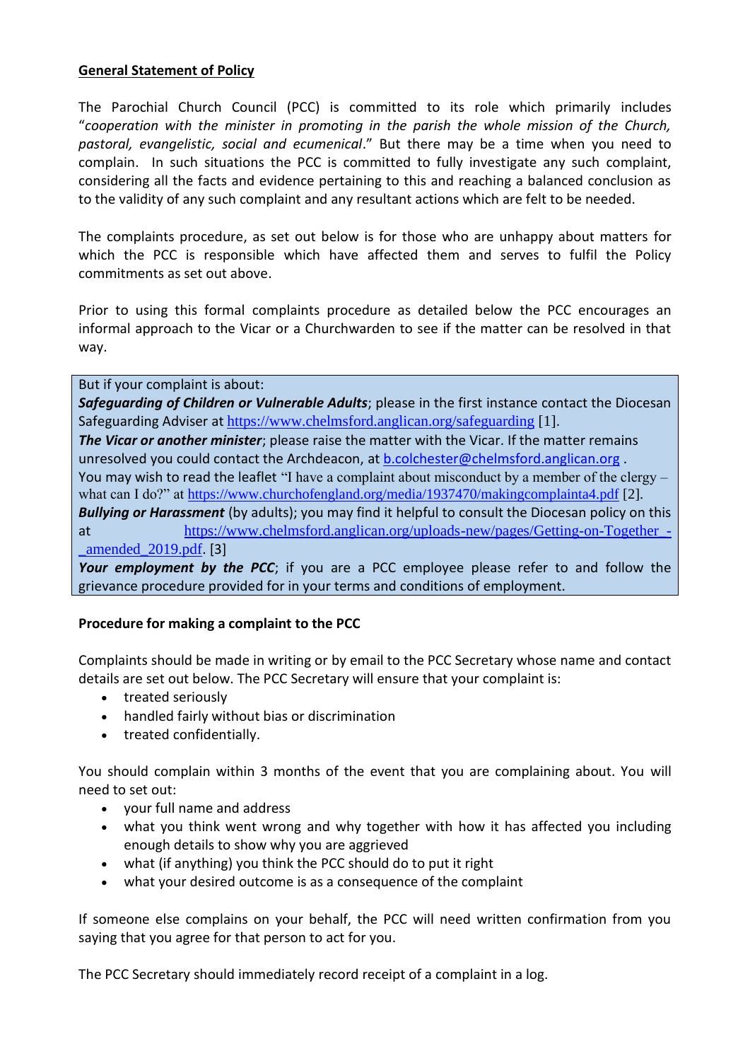## General Statement of Policy

The Parochial Church Council (PCC) is committed to its role which primarily includes "*cooperation with the minister in promoting in the parish the whole mission of the Church, pastoral, evangelistic, social and ecumenical*." But there may be a time when you need to complain. In such situations the PCC is committed to fully investigate any such complaint, considering all the facts and evidence pertaining to this and reaching a balanced conclusion as to the validity of any such complaint and any resultant actions which are felt to be needed.

The complaints procedure, as set out below is for those who are unhappy about matters for which the PCC is responsible which have affected them and serves to fulfil the Policy commitments as set out above.

Prior to using this formal complaints procedure as detailed below the PCC encourages an informal approach to the Vicar or a Churchwarden to see if the matter can be resolved in that way.

> But if your complaint is about:
> ***Safeguarding of Children or Vulnerable Adults***; please in the first instance contact the Diocesan Safeguarding Adviser at https://www.chelmsford.anglican.org/safeguarding [1].
> ***The Vicar or another minister***; please raise the matter with the Vicar. If the matter remains unresolved you could contact the Archdeacon, at b.colchester@chelmsford.anglican.org .
> You may wish to read the leaflet "I have a complaint about misconduct by a member of the clergy – what can I do?" at https://www.churchofengland.org/media/1937470/makingcomplainta4.pdf [2].
> ***Bullying or Harassment*** (by adults); you may find it helpful to consult the Diocesan policy on this at https://www.chelmsford.anglican.org/uploads-new/pages/Getting-on-Together_-_amended_2019.pdf. [3]
> ***Your employment by the PCC***; if you are a PCC employee please refer to and follow the grievance procedure provided for in your terms and conditions of employment.

### Procedure for making a complaint to the PCC

Complaints should be made in writing or by email to the PCC Secretary whose name and contact details are set out below. The PCC Secretary will ensure that your complaint is:

- treated seriously
- handled fairly without bias or discrimination
- treated confidentially.

You should complain within 3 months of the event that you are complaining about. You will need to set out:

- your full name and address
- what you think went wrong and why together with how it has affected you including enough details to show why you are aggrieved
- what (if anything) you think the PCC should do to put it right
- what your desired outcome is as a consequence of the complaint

If someone else complains on your behalf, the PCC will need written confirmation from you saying that you agree for that person to act for you.

The PCC Secretary should immediately record receipt of a complaint in a log.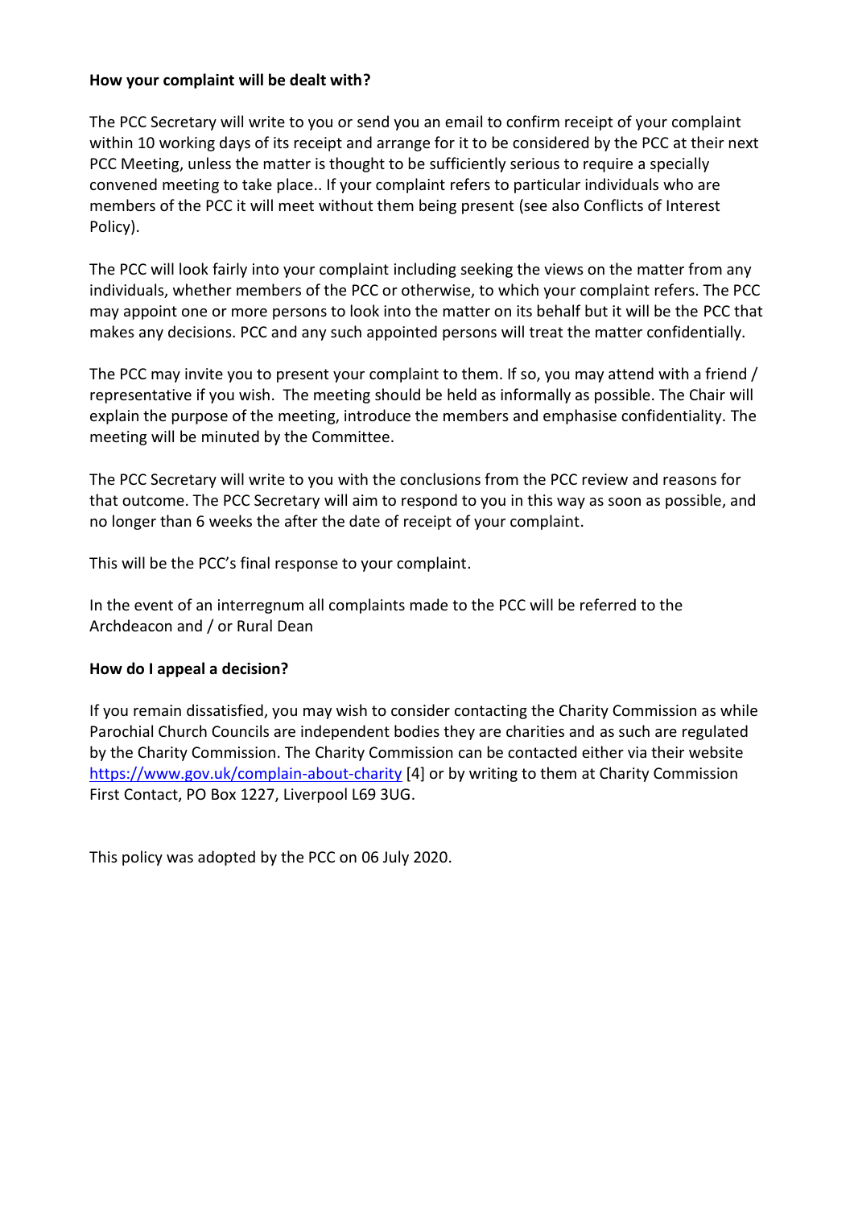**How your complaint will be dealt with?**

The PCC Secretary will write to you or send you an email to confirm receipt of your complaint within 10 working days of its receipt and arrange for it to be considered by the PCC at their next PCC Meeting, unless the matter is thought to be sufficiently serious to require a specially convened meeting to take place.. If your complaint refers to particular individuals who are members of the PCC it will meet without them being present (see also Conflicts of Interest Policy).

The PCC will look fairly into your complaint including seeking the views on the matter from any individuals, whether members of the PCC or otherwise, to which your complaint refers. The PCC may appoint one or more persons to look into the matter on its behalf but it will be the PCC that makes any decisions. PCC and any such appointed persons will treat the matter confidentially.

The PCC may invite you to present your complaint to them. If so, you may attend with a friend / representative if you wish. The meeting should be held as informally as possible. The Chair will explain the purpose of the meeting, introduce the members and emphasise confidentiality. The meeting will be minuted by the Committee.

The PCC Secretary will write to you with the conclusions from the PCC review and reasons for that outcome. The PCC Secretary will aim to respond to you in this way as soon as possible, and no longer than 6 weeks the after the date of receipt of your complaint.

This will be the PCC's final response to your complaint.

In the event of an interregnum all complaints made to the PCC will be referred to the Archdeacon and / or Rural Dean

**How do I appeal a decision?**

If you remain dissatisfied, you may wish to consider contacting the Charity Commission as while Parochial Church Councils are independent bodies they are charities and as such are regulated by the Charity Commission. The Charity Commission can be contacted either via their website https://www.gov.uk/complain-about-charity [4] or by writing to them at Charity Commission First Contact, PO Box 1227, Liverpool L69 3UG.

This policy was adopted by the PCC on 06 July 2020.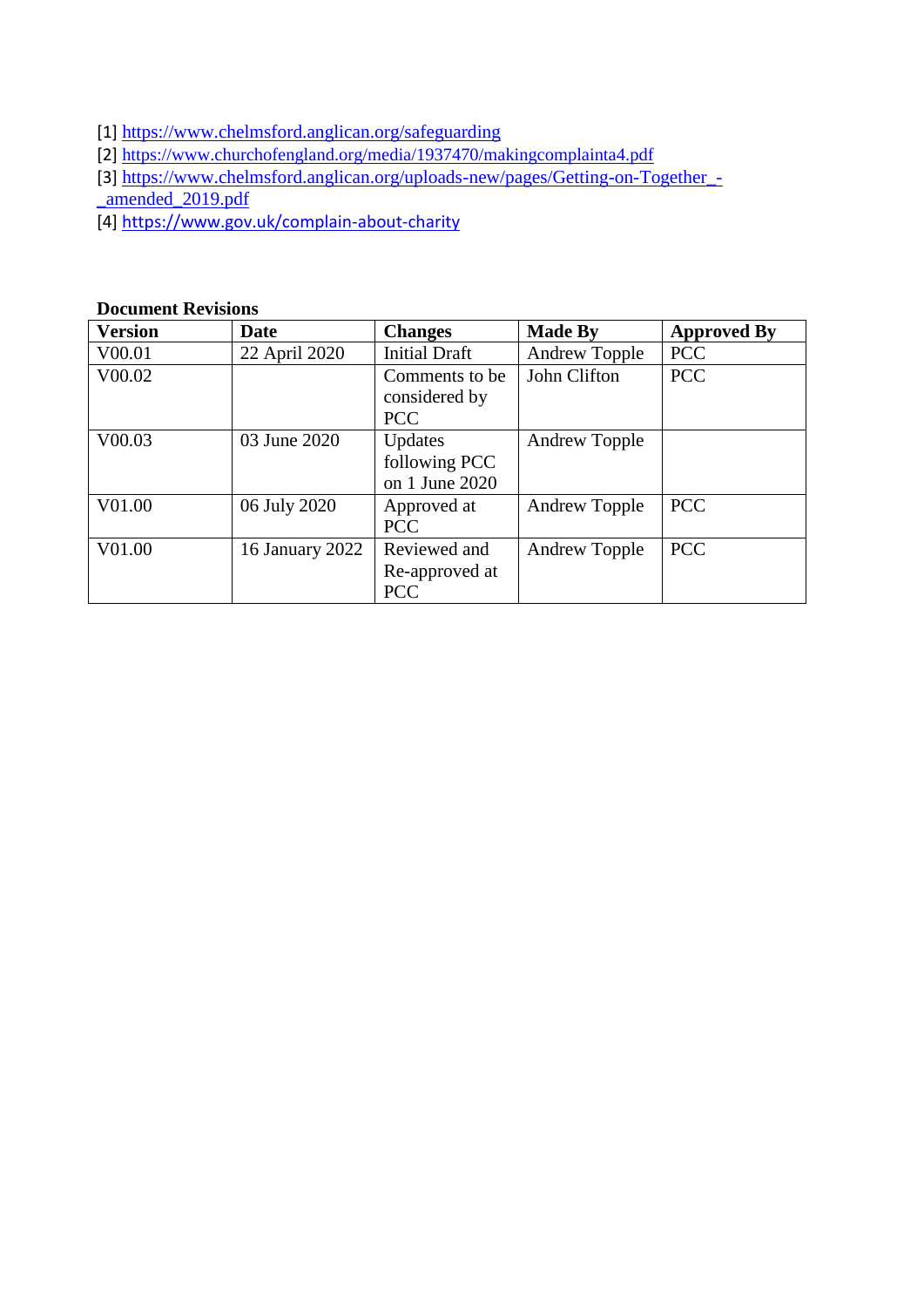[1] https://www.chelmsford.anglican.org/safeguarding
[2] https://www.churchofengland.org/media/1937470/makingcomplainta4.pdf
[3] https://www.chelmsford.anglican.org/uploads-new/pages/Getting-on-Together_-_amended_2019.pdf
[4] https://www.gov.uk/complain-about-charity

**Document Revisions**

| Version | Date | Changes | Made By | Approved By |
|---|---|---|---|---|
| V00.01 | 22 April 2020 | Initial Draft | Andrew Topple | PCC |
| V00.02 | | Comments to be considered by PCC | John Clifton | PCC |
| V00.03 | 03 June 2020 | Updates following PCC on 1 June 2020 | Andrew Topple | |
| V01.00 | 06 July 2020 | Approved at PCC | Andrew Topple | PCC |
| V01.00 | 16 January 2022 | Reviewed and Re-approved at PCC | Andrew Topple | PCC |